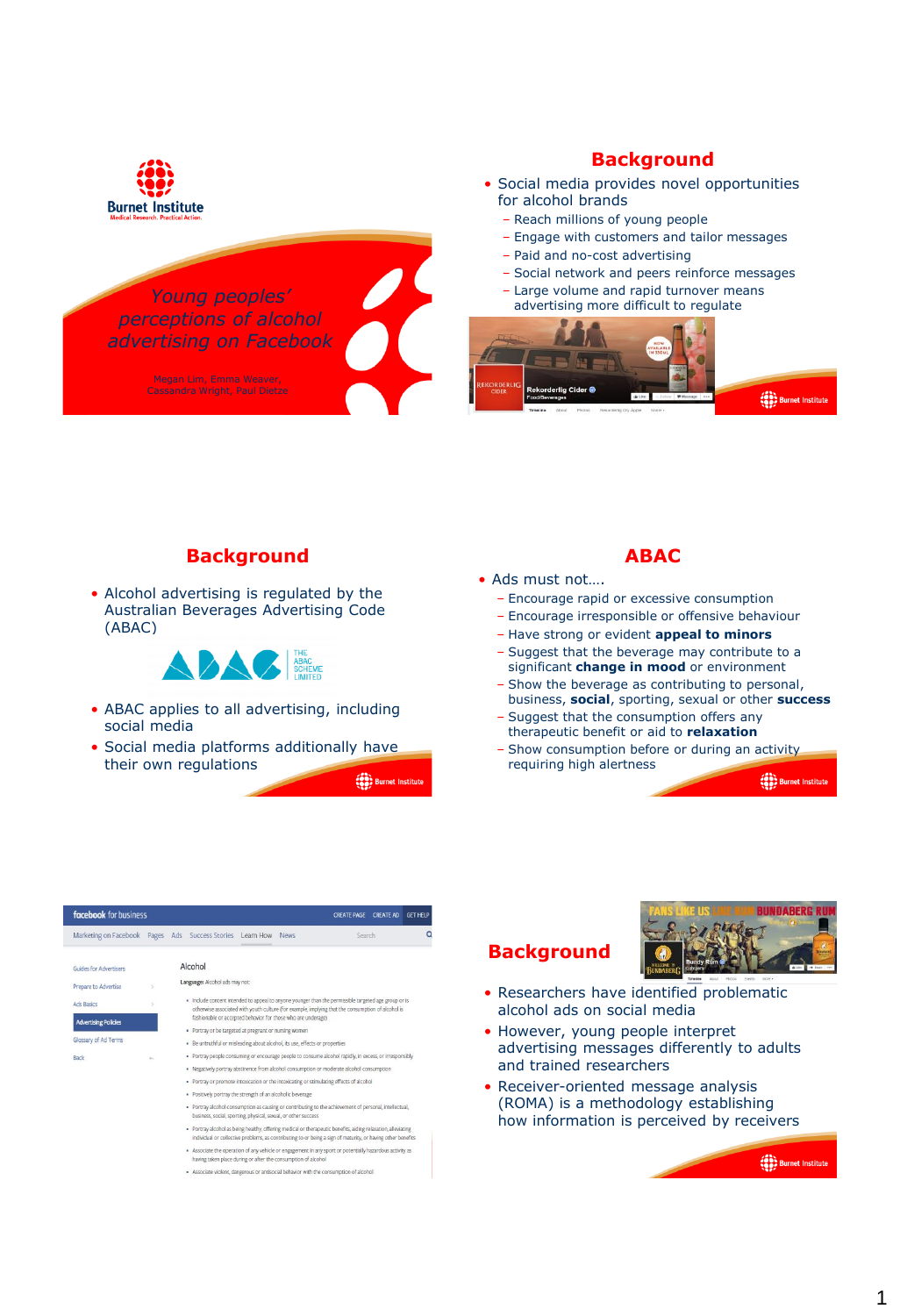# Young peoples' perceptions of alcohol advertising on Facebook

Megan Lim, Emma Weaver, Cassandra Wright, Paul Dietze

## Background

- Social media provides novel opportunities for alcohol brands
  - Reach millions of young people
  - Engage with customers and tailor messages
  - Paid and no-cost advertising
  - Social network and peers reinforce messages
  - Large volume and rapid turnover means advertising more difficult to regulate

## Background

- Alcohol advertising is regulated by the Australian Beverages Advertising Code (ABAC)
- ABAC applies to all advertising, including social media
- Social media platforms additionally have their own regulations

## ABAC

- Ads must not….
  - Encourage rapid or excessive consumption
  - Encourage irresponsible or offensive behaviour
  - Have strong or evident **appeal to minors**
  - Suggest that the beverage may contribute to a significant **change in mood** or environment
  - Show the beverage as contributing to personal, business, **social**, sporting, sexual or other **success**
  - Suggest that the consumption offers any therapeutic benefit or aid to **relaxation**
  - Show consumption before or during an activity requiring high alertness

## Background

- Researchers have identified problematic alcohol ads on social media
- However, young people interpret advertising messages differently to adults and trained researchers
- Receiver-oriented message analysis (ROMA) is a methodology establishing how information is perceived by receivers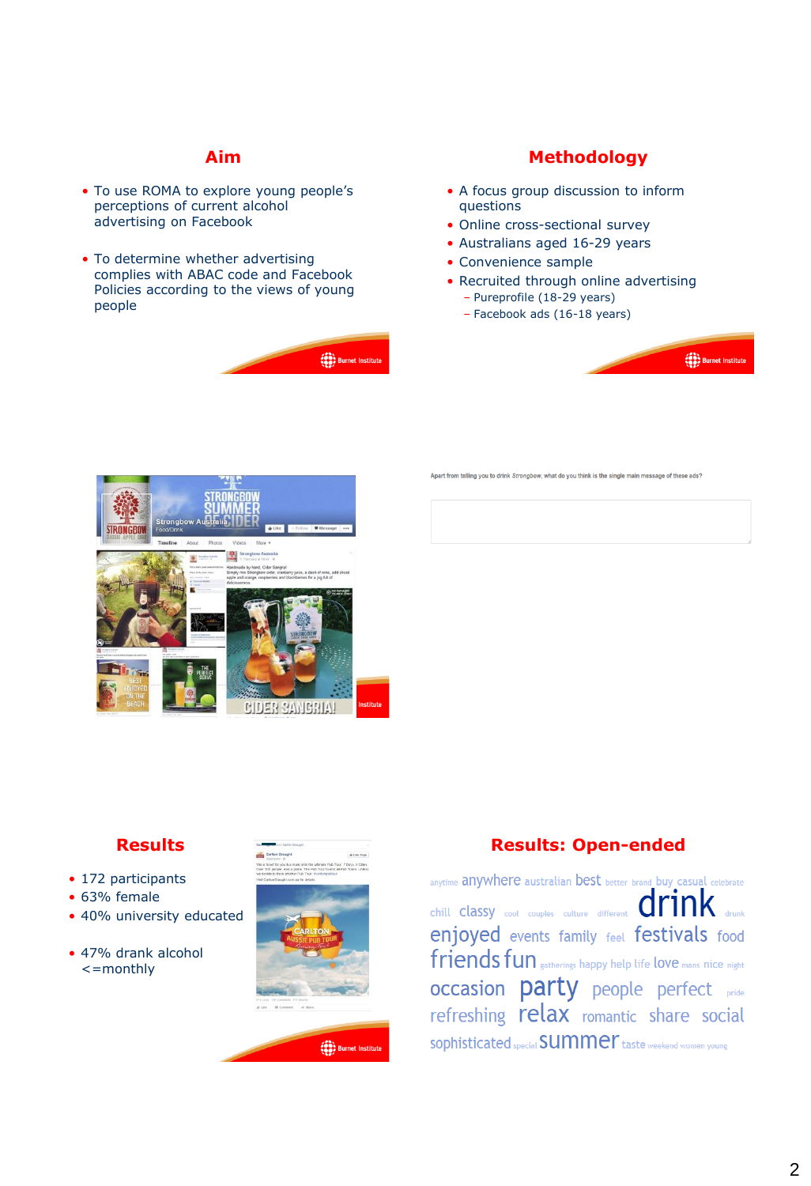## Aim

- To use ROMA to explore young people's perceptions of current alcohol advertising on Facebook
- To determine whether advertising complies with ABAC code and Facebook Policies according to the views of young people

## Methodology

- A focus group discussion to inform questions
- Online cross-sectional survey
- Australians aged 16-29 years
- Convenience sample
- Recruited through online advertising
  - Pureprofile (18-29 years)
  - Facebook ads (16-18 years)

Apart from telling you to drink *Strongbow*, what do you think is the single main message of these ads?

## Results

- 172 participants
- 63% female
- 40% university educated
- 47% drank alcohol <=monthly

## Results: Open-ended

anytime anywhere australian best better brand buy casual celebrate chill classy cool couples culture different drink drunk enjoyed events family feel festivals food friends fun gatherings happy help life love mans nice night occasion party people perfect pride refreshing relax romantic share social sophisticated special summer taste weekend women young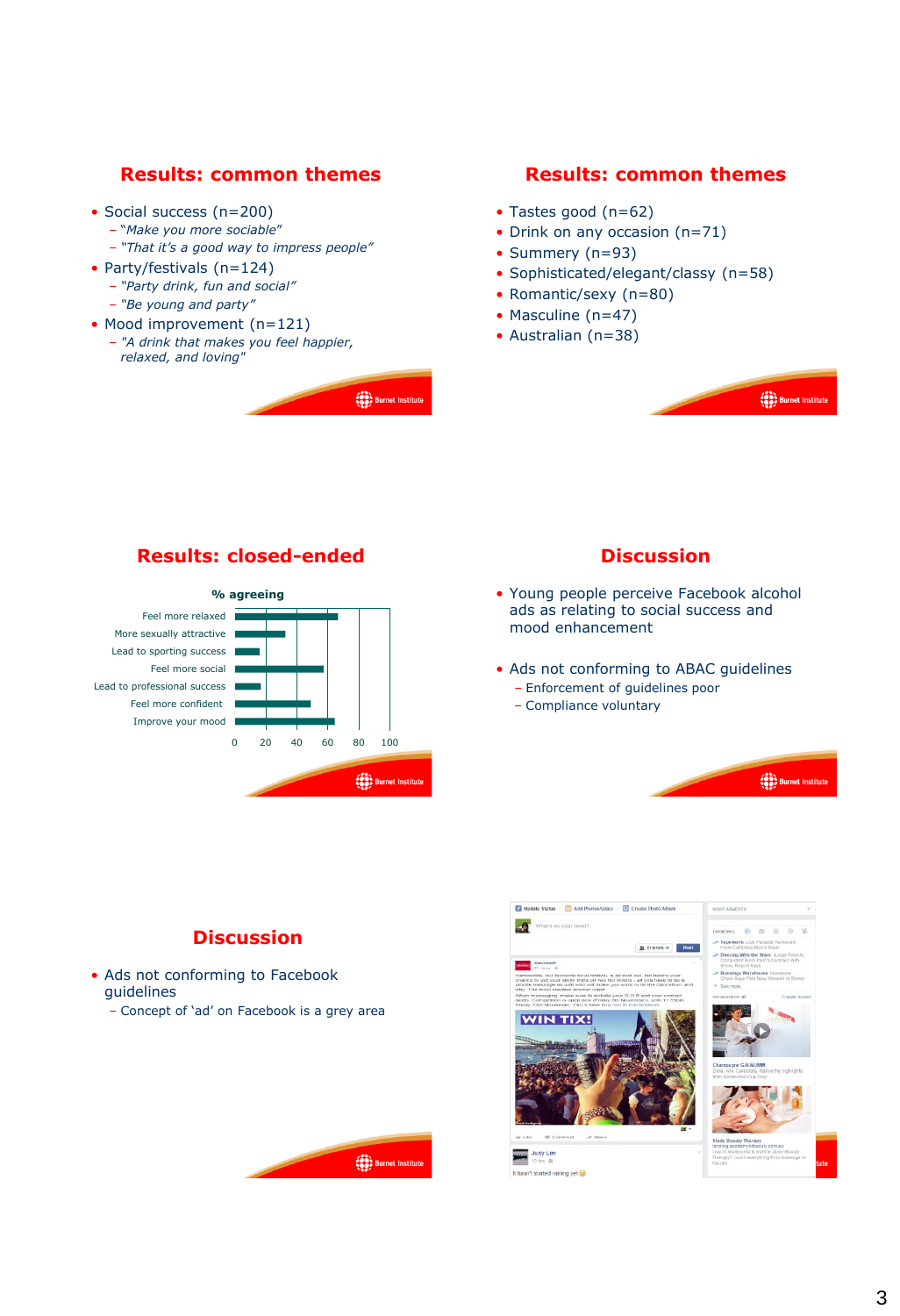## Results: common themes

- Social success (n=200)
  - *"Make you more sociable"*
  - *"That it's a good way to impress people"*
- Party/festivals (n=124)
  - *"Party drink, fun and social"*
  - *"Be young and party"*
- Mood improvement (n=121)
  - *"A drink that makes you feel happier, relaxed, and loving"*

## Results: common themes

- Tastes good (n=62)
- Drink on any occasion (n=71)
- Summery (n=93)
- Sophisticated/elegant/classy (n=58)
- Romantic/sexy (n=80)
- Masculine (n=47)
- Australian (n=38)

## Results: closed-ended

**% agreeing**

- Feel more relaxed
- More sexually attractive
- Lead to sporting success
- Feel more social
- Lead to professional success
- Feel more confident
- Improve your mood

0 20 40 60 80 100

## Discussion

- Young people perceive Facebook alcohol ads as relating to social success and mood enhancement
- Ads not conforming to ABAC guidelines
  - Enforcement of guidelines poor
  - Compliance voluntary

## Discussion

- Ads not conforming to Facebook guidelines
  - Concept of 'ad' on Facebook is a grey area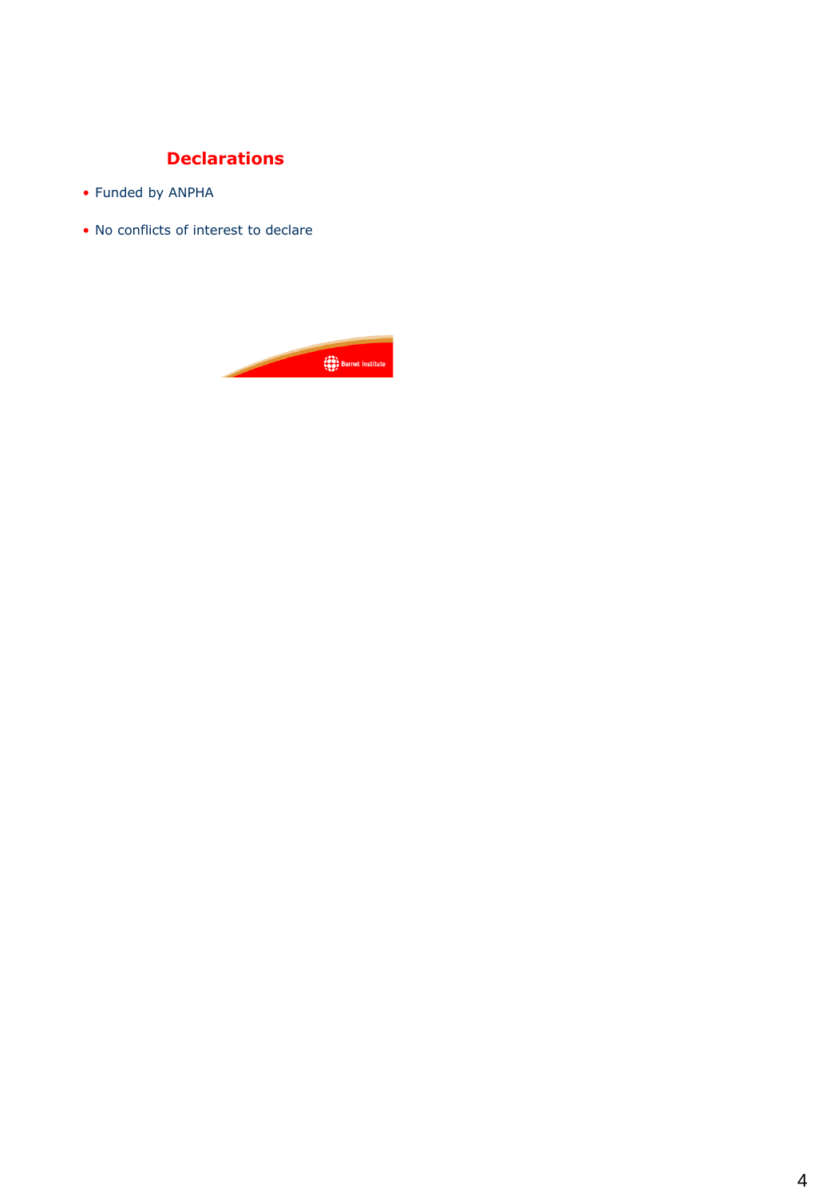## Declarations

- Funded by ANPHA
- No conflicts of interest to declare